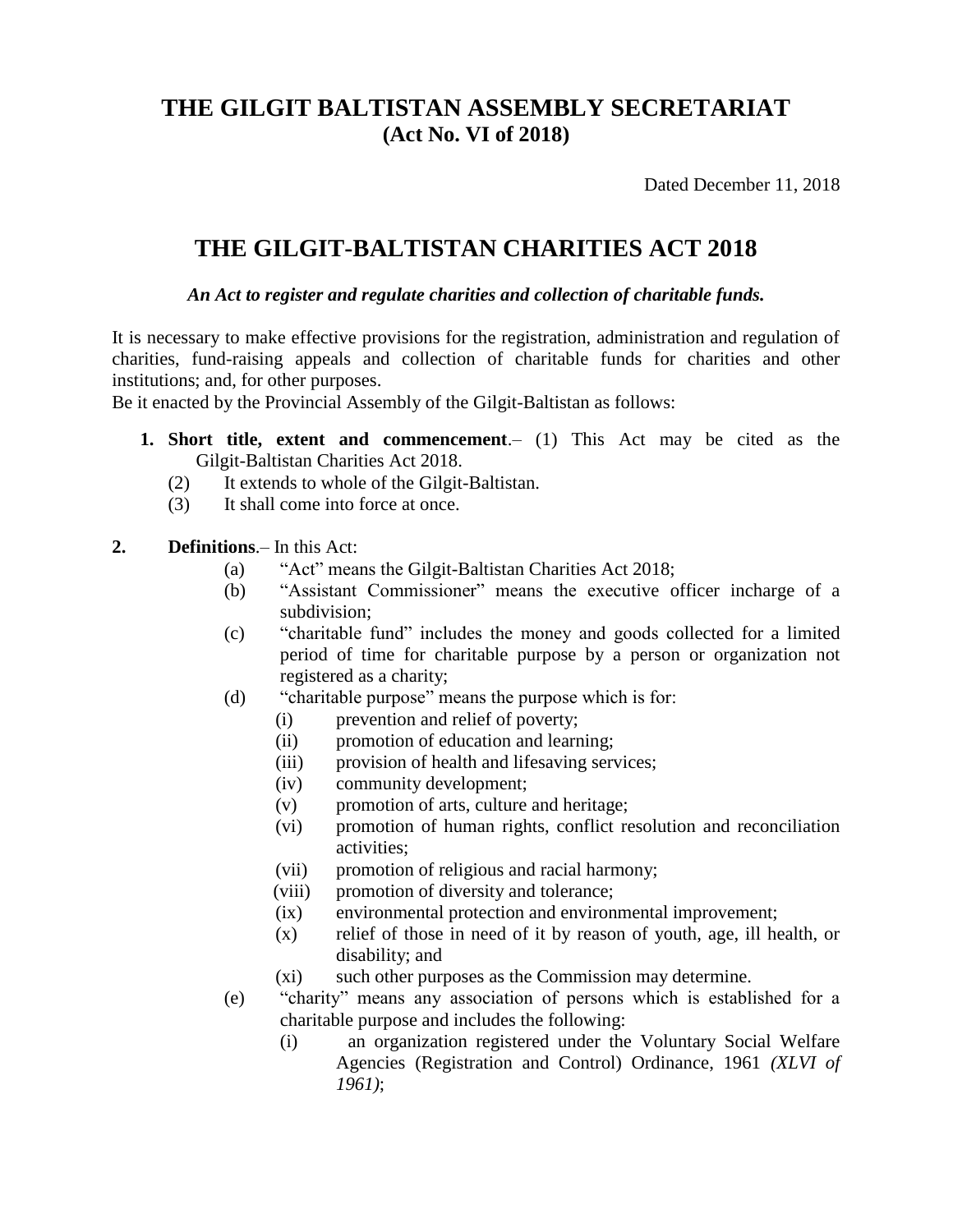# THE GILGIT BALTISTAN ASSEMBLY SECRETARIAT
## (Act No. VI of 2018)

Dated December 11, 2018

# THE GILGIT-BALTISTAN CHARITIES ACT 2018

***An Act to register and regulate charities and collection of charitable funds.***

It is necessary to make effective provisions for the registration, administration and regulation of charities, fund-raising appeals and collection of charitable funds for charities and other institutions; and, for other purposes.

Be it enacted by the Provincial Assembly of the Gilgit-Baltistan as follows:

1. **Short title, extent and commencement**.– (1) This Act may be cited as the Gilgit-Baltistan Charities Act 2018.
   - (2) It extends to whole of the Gilgit-Baltistan.
   - (3) It shall come into force at once.

2. **Definitions**.– In this Act:
   - (a) "Act" means the Gilgit-Baltistan Charities Act 2018;
   - (b) "Assistant Commissioner" means the executive officer incharge of a subdivision;
   - (c) "charitable fund" includes the money and goods collected for a limited period of time for charitable purpose by a person or organization not registered as a charity;
   - (d) "charitable purpose" means the purpose which is for:
     - (i) prevention and relief of poverty;
     - (ii) promotion of education and learning;
     - (iii) provision of health and lifesaving services;
     - (iv) community development;
     - (v) promotion of arts, culture and heritage;
     - (vi) promotion of human rights, conflict resolution and reconciliation activities;
     - (vii) promotion of religious and racial harmony;
     - (viii) promotion of diversity and tolerance;
     - (ix) environmental protection and environmental improvement;
     - (x) relief of those in need of it by reason of youth, age, ill health, or disability; and
     - (xi) such other purposes as the Commission may determine.
   - (e) "charity" means any association of persons which is established for a charitable purpose and includes the following:
     - (i) an organization registered under the Voluntary Social Welfare Agencies (Registration and Control) Ordinance, 1961 *(XLVI of 1961)*;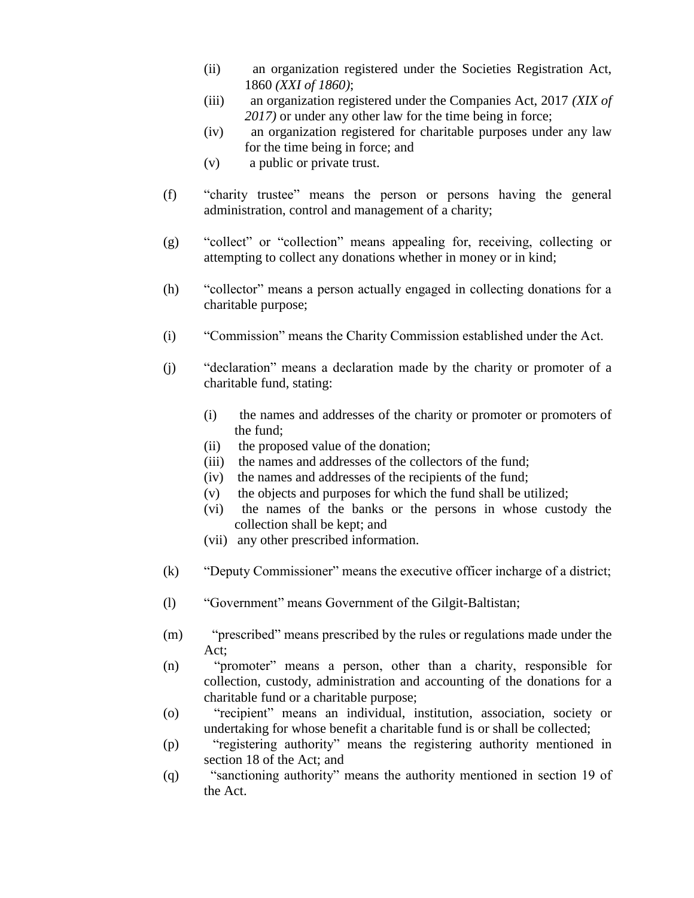- (ii) an organization registered under the Societies Registration Act, 1860 *(XXI of 1860)*;
- (iii) an organization registered under the Companies Act, 2017 *(XIX of 2017)* or under any other law for the time being in force;
- (iv) an organization registered for charitable purposes under any law for the time being in force; and
- (v) a public or private trust.

(f) "charity trustee" means the person or persons having the general administration, control and management of a charity;

(g) "collect" or "collection" means appealing for, receiving, collecting or attempting to collect any donations whether in money or in kind;

(h) "collector" means a person actually engaged in collecting donations for a charitable purpose;

(i) "Commission" means the Charity Commission established under the Act.

(j) "declaration" means a declaration made by the charity or promoter of a charitable fund, stating:

- (i) the names and addresses of the charity or promoter or promoters of the fund;
- (ii) the proposed value of the donation;
- (iii) the names and addresses of the collectors of the fund;
- (iv) the names and addresses of the recipients of the fund;
- (v) the objects and purposes for which the fund shall be utilized;
- (vi) the names of the banks or the persons in whose custody the collection shall be kept; and
- (vii) any other prescribed information.

(k) "Deputy Commissioner" means the executive officer incharge of a district;

(l) "Government" means Government of the Gilgit-Baltistan;

(m) "prescribed" means prescribed by the rules or regulations made under the Act;

(n) "promoter" means a person, other than a charity, responsible for collection, custody, administration and accounting of the donations for a charitable fund or a charitable purpose;

(o) "recipient" means an individual, institution, association, society or undertaking for whose benefit a charitable fund is or shall be collected;

(p) "registering authority" means the registering authority mentioned in section 18 of the Act; and

(q) "sanctioning authority" means the authority mentioned in section 19 of the Act.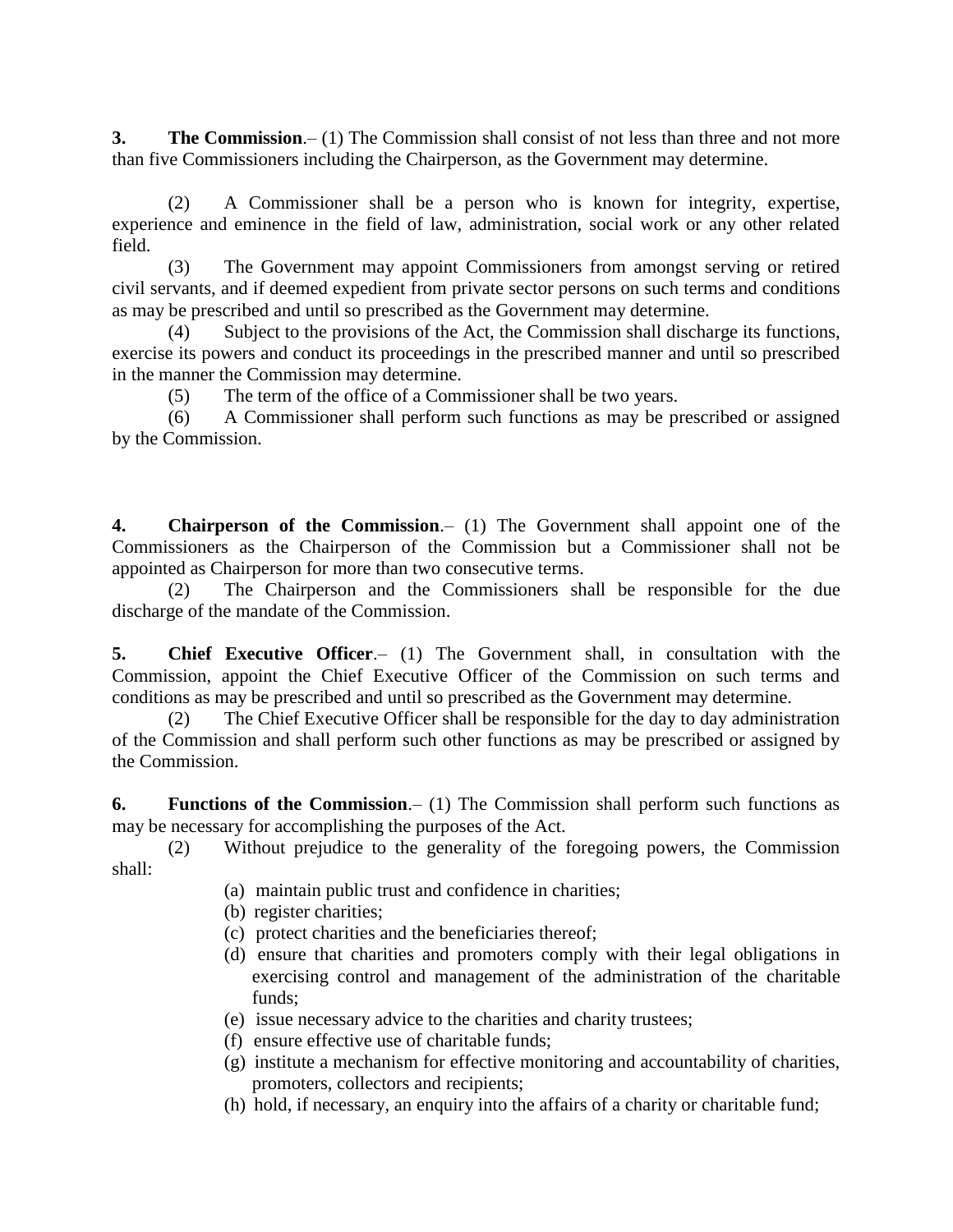**3. The Commission**.– (1) The Commission shall consist of not less than three and not more than five Commissioners including the Chairperson, as the Government may determine.

(2) A Commissioner shall be a person who is known for integrity, expertise, experience and eminence in the field of law, administration, social work or any other related field.

(3) The Government may appoint Commissioners from amongst serving or retired civil servants, and if deemed expedient from private sector persons on such terms and conditions as may be prescribed and until so prescribed as the Government may determine.

(4) Subject to the provisions of the Act, the Commission shall discharge its functions, exercise its powers and conduct its proceedings in the prescribed manner and until so prescribed in the manner the Commission may determine.

(5) The term of the office of a Commissioner shall be two years.

(6) A Commissioner shall perform such functions as may be prescribed or assigned by the Commission.

**4. Chairperson of the Commission**.– (1) The Government shall appoint one of the Commissioners as the Chairperson of the Commission but a Commissioner shall not be appointed as Chairperson for more than two consecutive terms.

(2) The Chairperson and the Commissioners shall be responsible for the due discharge of the mandate of the Commission.

**5. Chief Executive Officer**.– (1) The Government shall, in consultation with the Commission, appoint the Chief Executive Officer of the Commission on such terms and conditions as may be prescribed and until so prescribed as the Government may determine.

(2) The Chief Executive Officer shall be responsible for the day to day administration of the Commission and shall perform such other functions as may be prescribed or assigned by the Commission.

**6. Functions of the Commission**.– (1) The Commission shall perform such functions as may be necessary for accomplishing the purposes of the Act.

(2) Without prejudice to the generality of the foregoing powers, the Commission shall:

(a) maintain public trust and confidence in charities;

(b) register charities;

(c) protect charities and the beneficiaries thereof;

(d) ensure that charities and promoters comply with their legal obligations in exercising control and management of the administration of the charitable funds;

(e) issue necessary advice to the charities and charity trustees;

(f) ensure effective use of charitable funds;

(g) institute a mechanism for effective monitoring and accountability of charities, promoters, collectors and recipients;

(h) hold, if necessary, an enquiry into the affairs of a charity or charitable fund;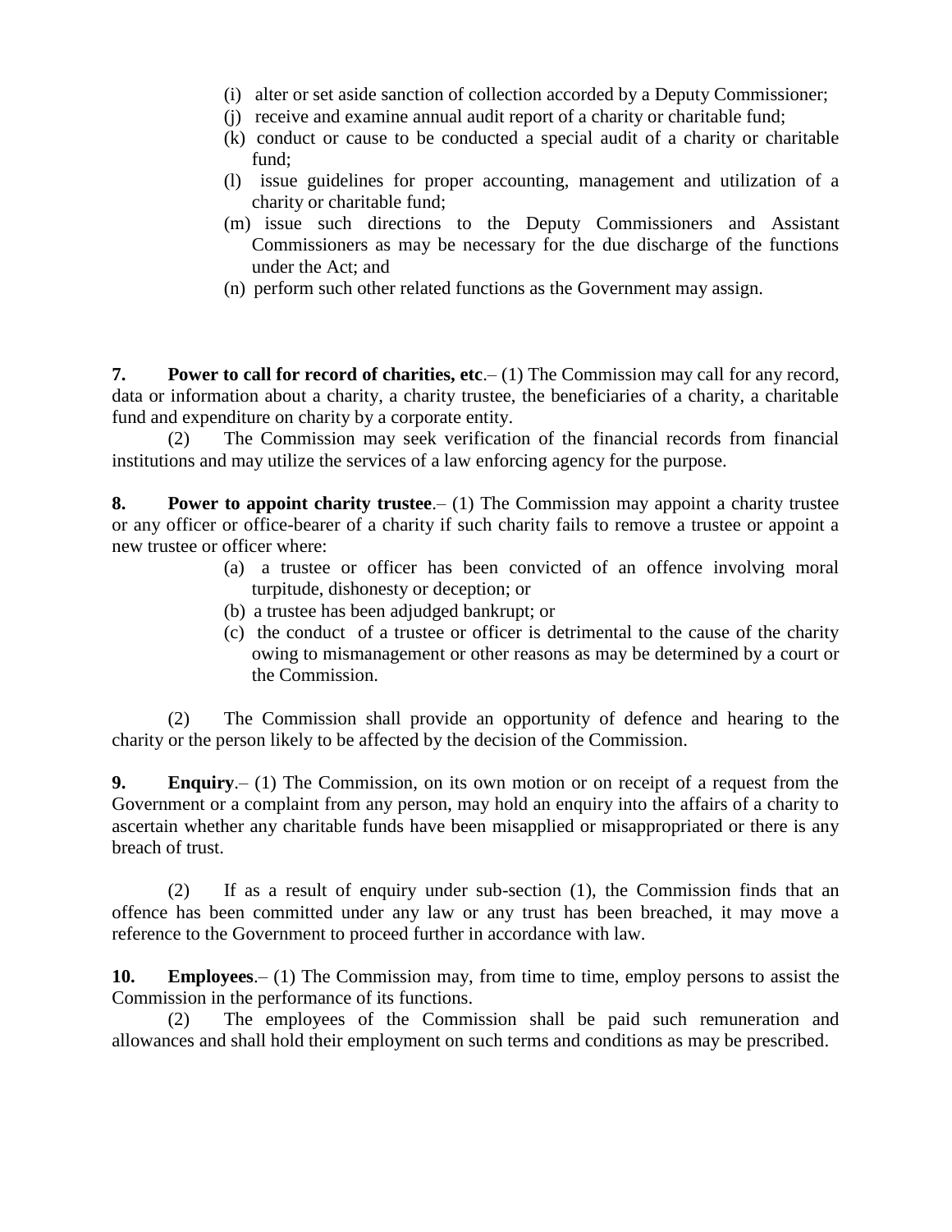(i) alter or set aside sanction of collection accorded by a Deputy Commissioner;
(j) receive and examine annual audit report of a charity or charitable fund;
(k) conduct or cause to be conducted a special audit of a charity or charitable fund;
(l) issue guidelines for proper accounting, management and utilization of a charity or charitable fund;
(m) issue such directions to the Deputy Commissioners and Assistant Commissioners as may be necessary for the due discharge of the functions under the Act; and
(n) perform such other related functions as the Government may assign.

**7. Power to call for record of charities, etc**.– (1) The Commission may call for any record, data or information about a charity, a charity trustee, the beneficiaries of a charity, a charitable fund and expenditure on charity by a corporate entity.

(2) The Commission may seek verification of the financial records from financial institutions and may utilize the services of a law enforcing agency for the purpose.

**8. Power to appoint charity trustee**.– (1) The Commission may appoint a charity trustee or any officer or office-bearer of a charity if such charity fails to remove a trustee or appoint a new trustee or officer where:

(a) a trustee or officer has been convicted of an offence involving moral turpitude, dishonesty or deception; or
(b) a trustee has been adjudged bankrupt; or
(c) the conduct of a trustee or officer is detrimental to the cause of the charity owing to mismanagement or other reasons as may be determined by a court or the Commission.

(2) The Commission shall provide an opportunity of defence and hearing to the charity or the person likely to be affected by the decision of the Commission.

**9. Enquiry**.– (1) The Commission, on its own motion or on receipt of a request from the Government or a complaint from any person, may hold an enquiry into the affairs of a charity to ascertain whether any charitable funds have been misapplied or misappropriated or there is any breach of trust.

(2) If as a result of enquiry under sub-section (1), the Commission finds that an offence has been committed under any law or any trust has been breached, it may move a reference to the Government to proceed further in accordance with law.

**10. Employees**.– (1) The Commission may, from time to time, employ persons to assist the Commission in the performance of its functions.

(2) The employees of the Commission shall be paid such remuneration and allowances and shall hold their employment on such terms and conditions as may be prescribed.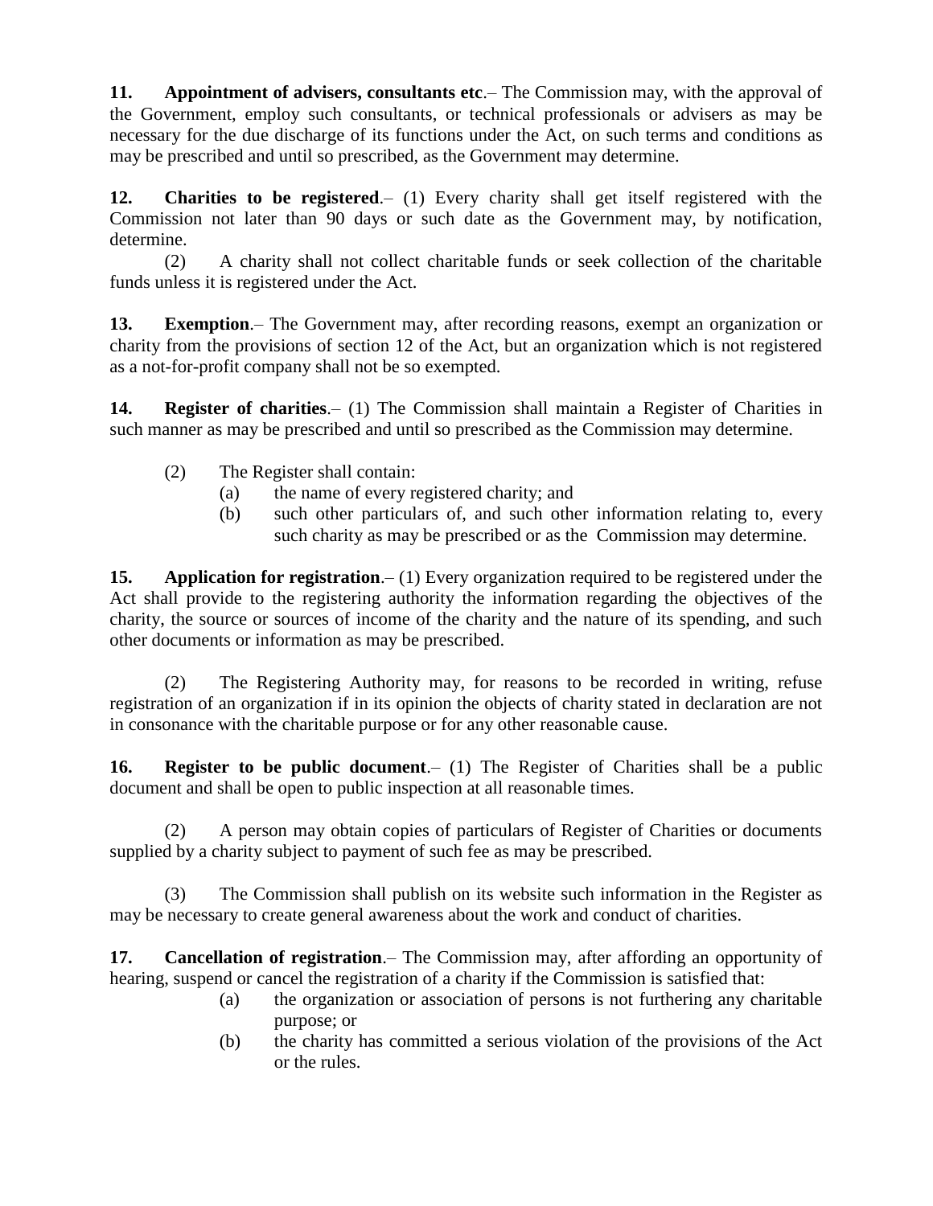**11. Appointment of advisers, consultants etc**.– The Commission may, with the approval of the Government, employ such consultants, or technical professionals or advisers as may be necessary for the due discharge of its functions under the Act, on such terms and conditions as may be prescribed and until so prescribed, as the Government may determine.

**12. Charities to be registered**.– (1) Every charity shall get itself registered with the Commission not later than 90 days or such date as the Government may, by notification, determine.

(2) A charity shall not collect charitable funds or seek collection of the charitable funds unless it is registered under the Act.

**13. Exemption**.– The Government may, after recording reasons, exempt an organization or charity from the provisions of section 12 of the Act, but an organization which is not registered as a not-for-profit company shall not be so exempted.

**14. Register of charities**.– (1) The Commission shall maintain a Register of Charities in such manner as may be prescribed and until so prescribed as the Commission may determine.

(2) The Register shall contain:

- (a) the name of every registered charity; and
- (b) such other particulars of, and such other information relating to, every such charity as may be prescribed or as the Commission may determine.

**15. Application for registration**.– (1) Every organization required to be registered under the Act shall provide to the registering authority the information regarding the objectives of the charity, the source or sources of income of the charity and the nature of its spending, and such other documents or information as may be prescribed.

(2) The Registering Authority may, for reasons to be recorded in writing, refuse registration of an organization if in its opinion the objects of charity stated in declaration are not in consonance with the charitable purpose or for any other reasonable cause.

**16. Register to be public document**.– (1) The Register of Charities shall be a public document and shall be open to public inspection at all reasonable times.

(2) A person may obtain copies of particulars of Register of Charities or documents supplied by a charity subject to payment of such fee as may be prescribed.

(3) The Commission shall publish on its website such information in the Register as may be necessary to create general awareness about the work and conduct of charities.

**17. Cancellation of registration**.– The Commission may, after affording an opportunity of hearing, suspend or cancel the registration of a charity if the Commission is satisfied that:

- (a) the organization or association of persons is not furthering any charitable purpose; or
- (b) the charity has committed a serious violation of the provisions of the Act or the rules.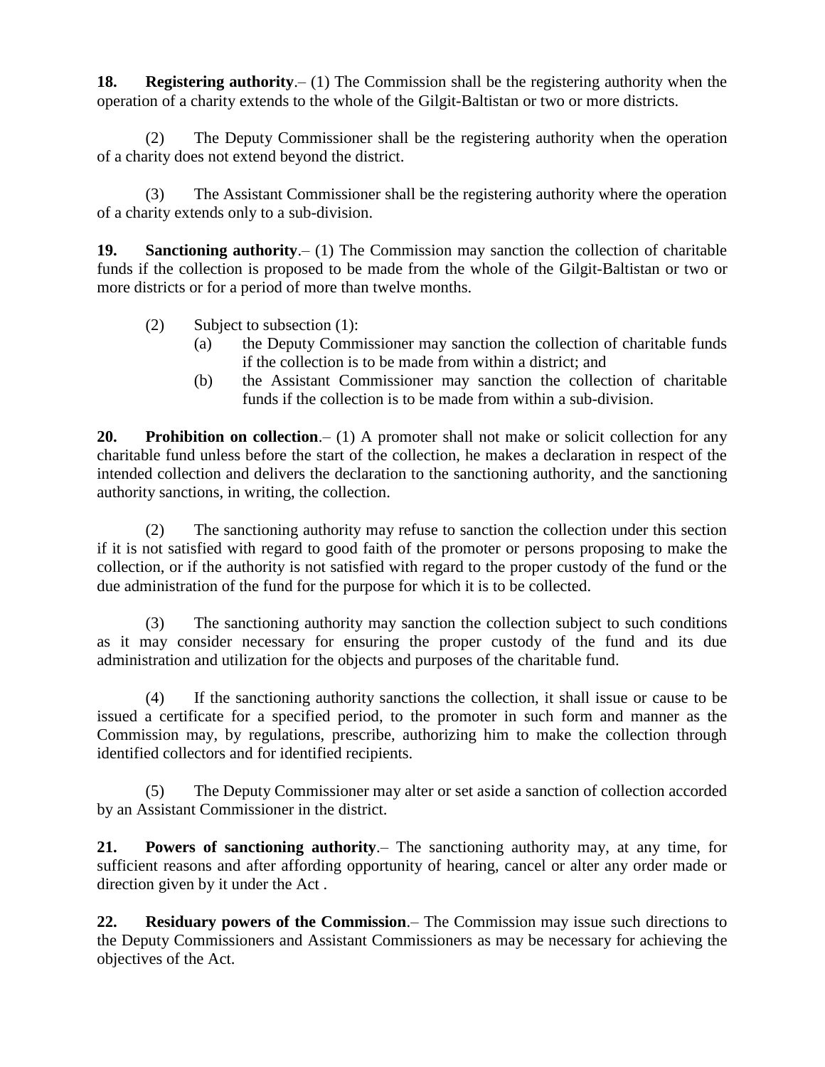**18. Registering authority**.– (1) The Commission shall be the registering authority when the operation of a charity extends to the whole of the Gilgit-Baltistan or two or more districts.

(2) The Deputy Commissioner shall be the registering authority when the operation of a charity does not extend beyond the district.

(3) The Assistant Commissioner shall be the registering authority where the operation of a charity extends only to a sub-division.

**19. Sanctioning authority**.– (1) The Commission may sanction the collection of charitable funds if the collection is proposed to be made from the whole of the Gilgit-Baltistan or two or more districts or for a period of more than twelve months.

(2) Subject to subsection (1):

(a) the Deputy Commissioner may sanction the collection of charitable funds if the collection is to be made from within a district; and

(b) the Assistant Commissioner may sanction the collection of charitable funds if the collection is to be made from within a sub-division.

**20. Prohibition on collection**.– (1) A promoter shall not make or solicit collection for any charitable fund unless before the start of the collection, he makes a declaration in respect of the intended collection and delivers the declaration to the sanctioning authority, and the sanctioning authority sanctions, in writing, the collection.

(2) The sanctioning authority may refuse to sanction the collection under this section if it is not satisfied with regard to good faith of the promoter or persons proposing to make the collection, or if the authority is not satisfied with regard to the proper custody of the fund or the due administration of the fund for the purpose for which it is to be collected.

(3) The sanctioning authority may sanction the collection subject to such conditions as it may consider necessary for ensuring the proper custody of the fund and its due administration and utilization for the objects and purposes of the charitable fund.

(4) If the sanctioning authority sanctions the collection, it shall issue or cause to be issued a certificate for a specified period, to the promoter in such form and manner as the Commission may, by regulations, prescribe, authorizing him to make the collection through identified collectors and for identified recipients.

(5) The Deputy Commissioner may alter or set aside a sanction of collection accorded by an Assistant Commissioner in the district.

**21. Powers of sanctioning authority**.– The sanctioning authority may, at any time, for sufficient reasons and after affording opportunity of hearing, cancel or alter any order made or direction given by it under the Act .

**22. Residuary powers of the Commission**.– The Commission may issue such directions to the Deputy Commissioners and Assistant Commissioners as may be necessary for achieving the objectives of the Act.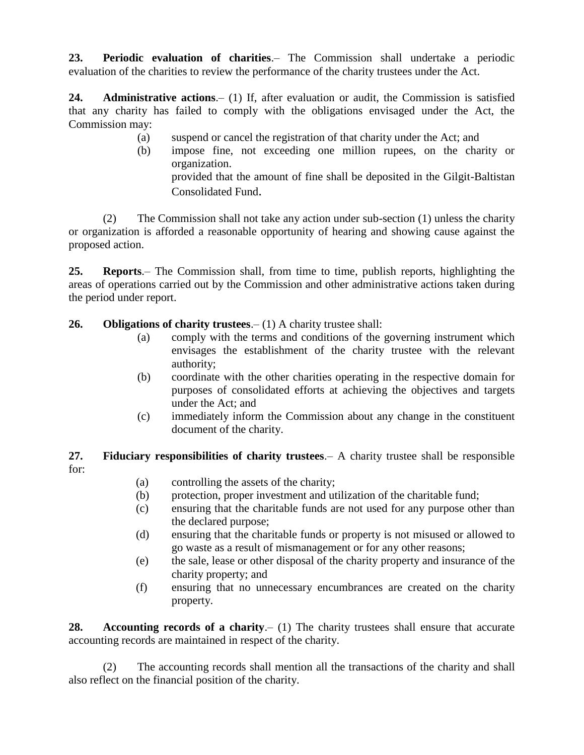**23. Periodic evaluation of charities**.– The Commission shall undertake a periodic evaluation of the charities to review the performance of the charity trustees under the Act.

**24. Administrative actions**.– (1) If, after evaluation or audit, the Commission is satisfied that any charity has failed to comply with the obligations envisaged under the Act, the Commission may:

(a) suspend or cancel the registration of that charity under the Act; and

(b) impose fine, not exceeding one million rupees, on the charity or organization.
provided that the amount of fine shall be deposited in the Gilgit-Baltistan Consolidated Fund.

(2) The Commission shall not take any action under sub-section (1) unless the charity or organization is afforded a reasonable opportunity of hearing and showing cause against the proposed action.

**25. Reports**.– The Commission shall, from time to time, publish reports, highlighting the areas of operations carried out by the Commission and other administrative actions taken during the period under report.

**26. Obligations of charity trustees**.– (1) A charity trustee shall:

(a) comply with the terms and conditions of the governing instrument which envisages the establishment of the charity trustee with the relevant authority;

(b) coordinate with the other charities operating in the respective domain for purposes of consolidated efforts at achieving the objectives and targets under the Act; and

(c) immediately inform the Commission about any change in the constituent document of the charity.

**27. Fiduciary responsibilities of charity trustees**.– A charity trustee shall be responsible for:

(a) controlling the assets of the charity;

(b) protection, proper investment and utilization of the charitable fund;

(c) ensuring that the charitable funds are not used for any purpose other than the declared purpose;

(d) ensuring that the charitable funds or property is not misused or allowed to go waste as a result of mismanagement or for any other reasons;

(e) the sale, lease or other disposal of the charity property and insurance of the charity property; and

(f) ensuring that no unnecessary encumbrances are created on the charity property.

**28. Accounting records of a charity**.– (1) The charity trustees shall ensure that accurate accounting records are maintained in respect of the charity.

(2) The accounting records shall mention all the transactions of the charity and shall also reflect on the financial position of the charity.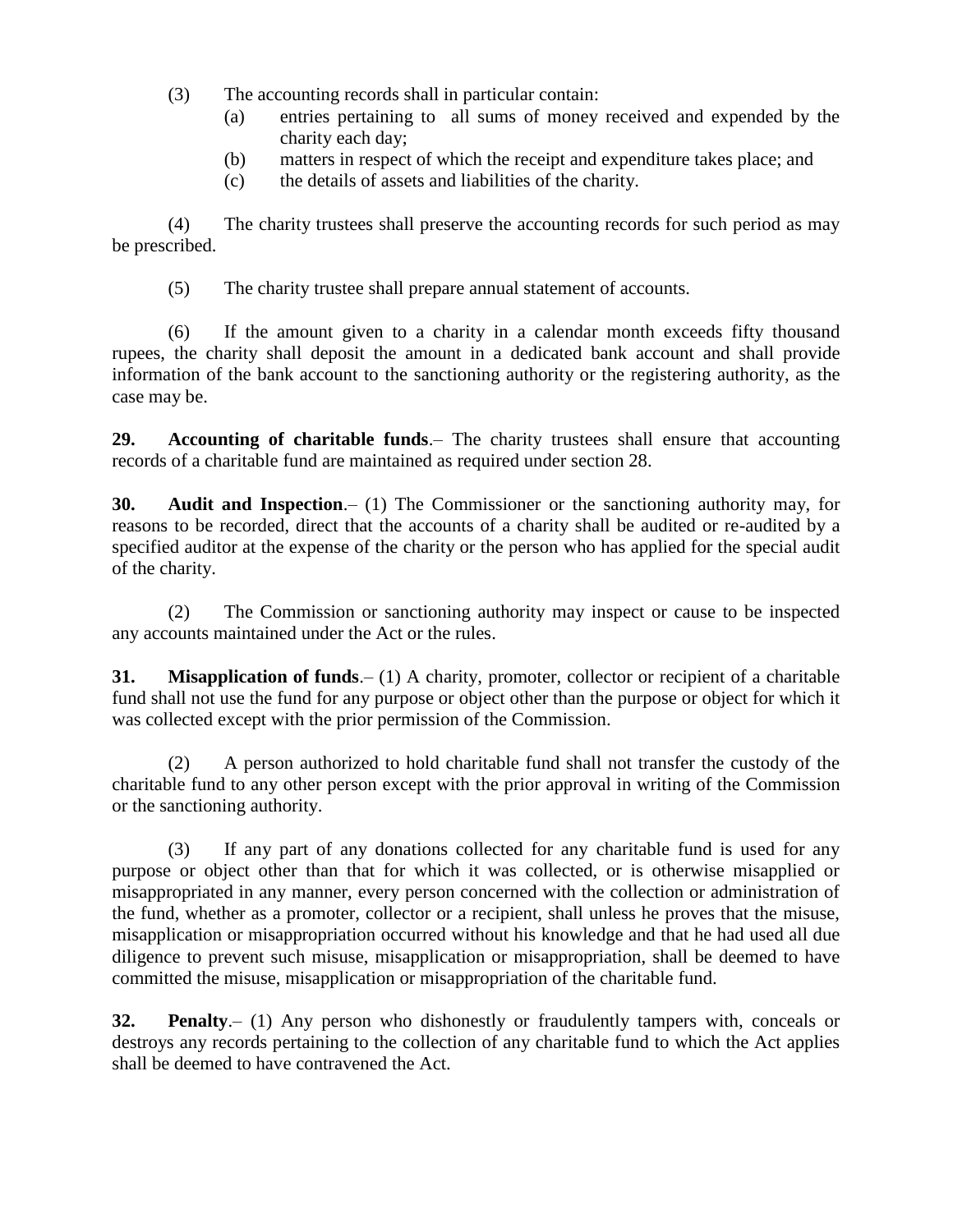(3) The accounting records shall in particular contain:

(a) entries pertaining to all sums of money received and expended by the charity each day;

(b) matters in respect of which the receipt and expenditure takes place; and

(c) the details of assets and liabilities of the charity.

(4) The charity trustees shall preserve the accounting records for such period as may be prescribed.

(5) The charity trustee shall prepare annual statement of accounts.

(6) If the amount given to a charity in a calendar month exceeds fifty thousand rupees, the charity shall deposit the amount in a dedicated bank account and shall provide information of the bank account to the sanctioning authority or the registering authority, as the case may be.

**29. Accounting of charitable funds**.– The charity trustees shall ensure that accounting records of a charitable fund are maintained as required under section 28.

**30. Audit and Inspection**.– (1) The Commissioner or the sanctioning authority may, for reasons to be recorded, direct that the accounts of a charity shall be audited or re-audited by a specified auditor at the expense of the charity or the person who has applied for the special audit of the charity.

(2) The Commission or sanctioning authority may inspect or cause to be inspected any accounts maintained under the Act or the rules.

**31. Misapplication of funds**.– (1) A charity, promoter, collector or recipient of a charitable fund shall not use the fund for any purpose or object other than the purpose or object for which it was collected except with the prior permission of the Commission.

(2) A person authorized to hold charitable fund shall not transfer the custody of the charitable fund to any other person except with the prior approval in writing of the Commission or the sanctioning authority.

(3) If any part of any donations collected for any charitable fund is used for any purpose or object other than that for which it was collected, or is otherwise misapplied or misappropriated in any manner, every person concerned with the collection or administration of the fund, whether as a promoter, collector or a recipient, shall unless he proves that the misuse, misapplication or misappropriation occurred without his knowledge and that he had used all due diligence to prevent such misuse, misapplication or misappropriation, shall be deemed to have committed the misuse, misapplication or misappropriation of the charitable fund.

**32. Penalty**.– (1) Any person who dishonestly or fraudulently tampers with, conceals or destroys any records pertaining to the collection of any charitable fund to which the Act applies shall be deemed to have contravened the Act.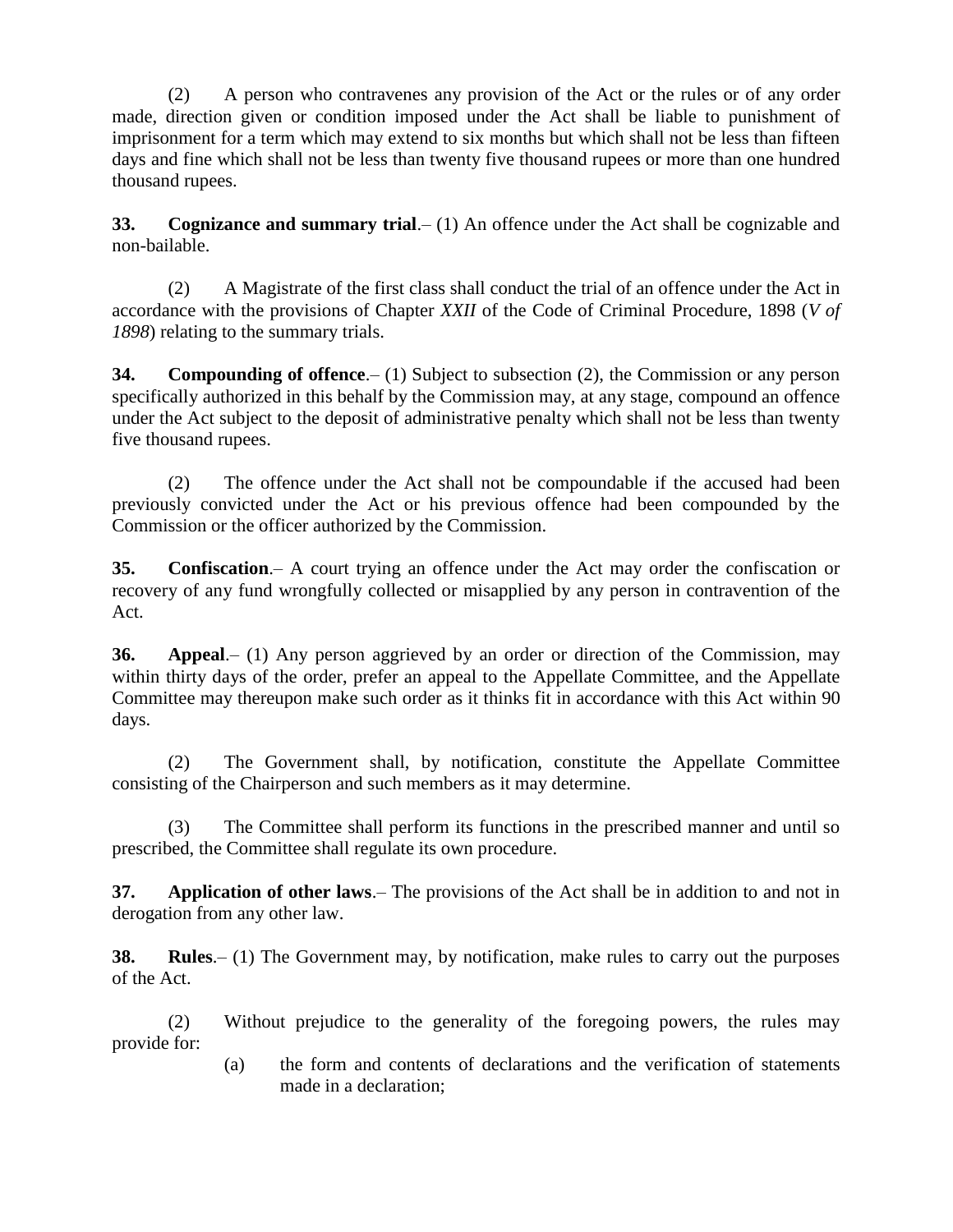(2) A person who contravenes any provision of the Act or the rules or of any order made, direction given or condition imposed under the Act shall be liable to punishment of imprisonment for a term which may extend to six months but which shall not be less than fifteen days and fine which shall not be less than twenty five thousand rupees or more than one hundred thousand rupees.

**33. Cognizance and summary trial**.– (1) An offence under the Act shall be cognizable and non-bailable.

(2) A Magistrate of the first class shall conduct the trial of an offence under the Act in accordance with the provisions of Chapter *XXII* of the Code of Criminal Procedure, 1898 (*V of 1898*) relating to the summary trials.

**34. Compounding of offence**.– (1) Subject to subsection (2), the Commission or any person specifically authorized in this behalf by the Commission may, at any stage, compound an offence under the Act subject to the deposit of administrative penalty which shall not be less than twenty five thousand rupees.

(2) The offence under the Act shall not be compoundable if the accused had been previously convicted under the Act or his previous offence had been compounded by the Commission or the officer authorized by the Commission.

**35. Confiscation**.– A court trying an offence under the Act may order the confiscation or recovery of any fund wrongfully collected or misapplied by any person in contravention of the Act.

**36. Appeal**.– (1) Any person aggrieved by an order or direction of the Commission, may within thirty days of the order, prefer an appeal to the Appellate Committee, and the Appellate Committee may thereupon make such order as it thinks fit in accordance with this Act within 90 days.

(2) The Government shall, by notification, constitute the Appellate Committee consisting of the Chairperson and such members as it may determine.

(3) The Committee shall perform its functions in the prescribed manner and until so prescribed, the Committee shall regulate its own procedure.

**37. Application of other laws**.– The provisions of the Act shall be in addition to and not in derogation from any other law.

**38. Rules**.– (1) The Government may, by notification, make rules to carry out the purposes of the Act.

(2) Without prejudice to the generality of the foregoing powers, the rules may provide for:

(a) the form and contents of declarations and the verification of statements made in a declaration;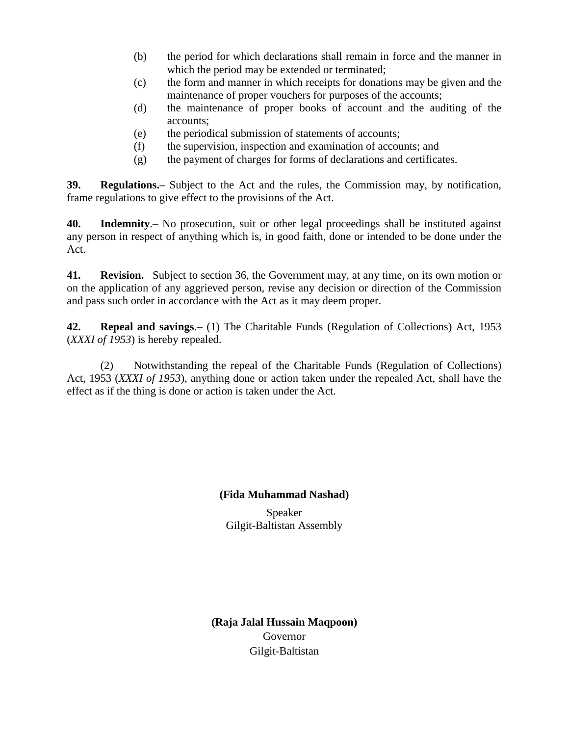(b) the period for which declarations shall remain in force and the manner in which the period may be extended or terminated;

(c) the form and manner in which receipts for donations may be given and the maintenance of proper vouchers for purposes of the accounts;

(d) the maintenance of proper books of account and the auditing of the accounts;

(e) the periodical submission of statements of accounts;

(f) the supervision, inspection and examination of accounts; and

(g) the payment of charges for forms of declarations and certificates.

**39. Regulations.–** Subject to the Act and the rules, the Commission may, by notification, frame regulations to give effect to the provisions of the Act.

**40. Indemnity**.– No prosecution, suit or other legal proceedings shall be instituted against any person in respect of anything which is, in good faith, done or intended to be done under the Act.

**41. Revision.**– Subject to section 36, the Government may, at any time, on its own motion or on the application of any aggrieved person, revise any decision or direction of the Commission and pass such order in accordance with the Act as it may deem proper.

**42. Repeal and savings**.– (1) The Charitable Funds (Regulation of Collections) Act, 1953 (*XXXI of 1953*) is hereby repealed.

(2) Notwithstanding the repeal of the Charitable Funds (Regulation of Collections) Act, 1953 (*XXXI of 1953*), anything done or action taken under the repealed Act, shall have the effect as if the thing is done or action is taken under the Act.

**(Fida Muhammad Nashad)**

Speaker

Gilgit-Baltistan Assembly

**(Raja Jalal Hussain Maqpoon)**

Governor

Gilgit-Baltistan